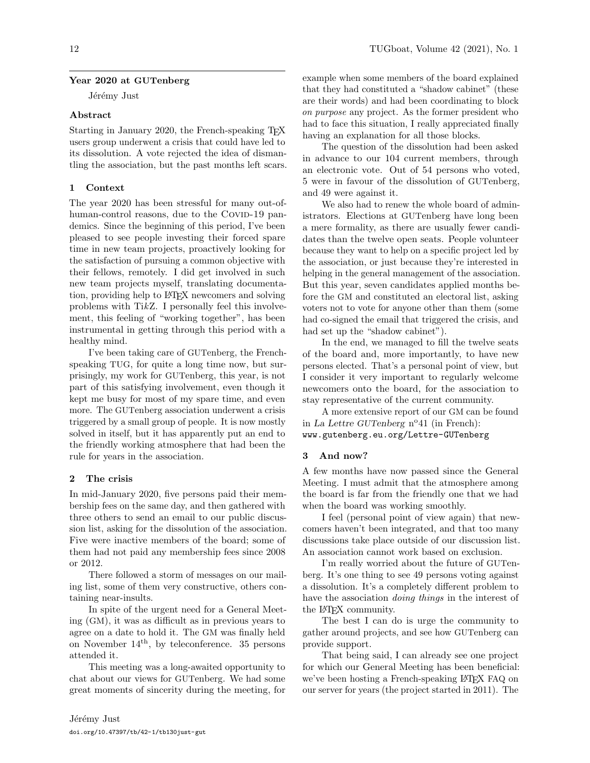## Year 2020 at GUTenberg

Jérémy Just

### Abstract

Starting in January 2020, the French-speaking TeX users group underwent a crisis that could have led to its dissolution. A vote rejected the idea of dismantling the association, but the past months left scars.

### 1 Context

The year 2020 has been stressful for many out-of-human-control reasons, due to the Covid-19 pandemics. Since the beginning of this period, I've been pleased to see people investing their forced spare time in new team projects, proactively looking for the satisfaction of pursuing a common objective with their fellows, remotely. I did get involved in such new team projects myself, translating documentation, providing help to LaTeX newcomers and solving problems with Ti*k*Z. I personally feel this involvement, this feeling of "working together", has been instrumental in getting through this period with a healthy mind.

I've been taking care of GUTenberg, the French-speaking TUG, for quite a long time now, but surprisingly, my work for GUTenberg, this year, is not part of this satisfying involvement, even though it kept me busy for most of my spare time, and even more. The GUTenberg association underwent a crisis triggered by a small group of people. It is now mostly solved in itself, but it has apparently put an end to the friendly working atmosphere that had been the rule for years in the association.

### 2 The crisis

In mid-January 2020, five persons paid their membership fees on the same day, and then gathered with three others to send an email to our public discussion list, asking for the dissolution of the association. Five were inactive members of the board; some of them had not paid any membership fees since 2008 or 2012.

There followed a storm of messages on our mailing list, some of them very constructive, others containing near-insults.

In spite of the urgent need for a General Meeting (GM), it was as difficult as in previous years to agree on a date to hold it. The GM was finally held on November 14$^{\text{th}}$, by teleconference. 35 persons attended it.

This meeting was a long-awaited opportunity to chat about our views for GUTenberg. We had some great moments of sincerity during the meeting, for example when some members of the board explained that they had constituted a "shadow cabinet" (these are their words) and had been coordinating to block *on purpose* any project. As the former president who had to face this situation, I really appreciated finally having an explanation for all those blocks.

The question of the dissolution had been asked in advance to our 104 current members, through an electronic vote. Out of 54 persons who voted, 5 were in favour of the dissolution of GUTenberg, and 49 were against it.

We also had to renew the whole board of administrators. Elections at GUTenberg have long been a mere formality, as there are usually fewer candidates than the twelve open seats. People volunteer because they want to help on a specific project led by the association, or just because they're interested in helping in the general management of the association. But this year, seven candidates applied months before the GM and constituted an electoral list, asking voters not to vote for anyone other than them (some had co-signed the email that triggered the crisis, and had set up the "shadow cabinet").

In the end, we managed to fill the twelve seats of the board and, more importantly, to have new persons elected. That's a personal point of view, but I consider it very important to regularly welcome newcomers onto the board, for the association to stay representative of the current community.

A more extensive report of our GM can be found in *La Lettre GUTenberg* n°41 (in French):
www.gutenberg.eu.org/Lettre-GUTenberg

### 3 And now?

A few months have now passed since the General Meeting. I must admit that the atmosphere among the board is far from the friendly one that we had when the board was working smoothly.

I feel (personal point of view again) that newcomers haven't been integrated, and that too many discussions take place outside of our discussion list. An association cannot work based on exclusion.

I'm really worried about the future of GUTenberg. It's one thing to see 49 persons voting against a dissolution. It's a completely different problem to have the association *doing things* in the interest of the LaTeX community.

The best I can do is urge the community to gather around projects, and see how GUTenberg can provide support.

That being said, I can already see one project for which our General Meeting has been beneficial: we've been hosting a French-speaking LaTeX FAQ on our server for years (the project started in 2011). The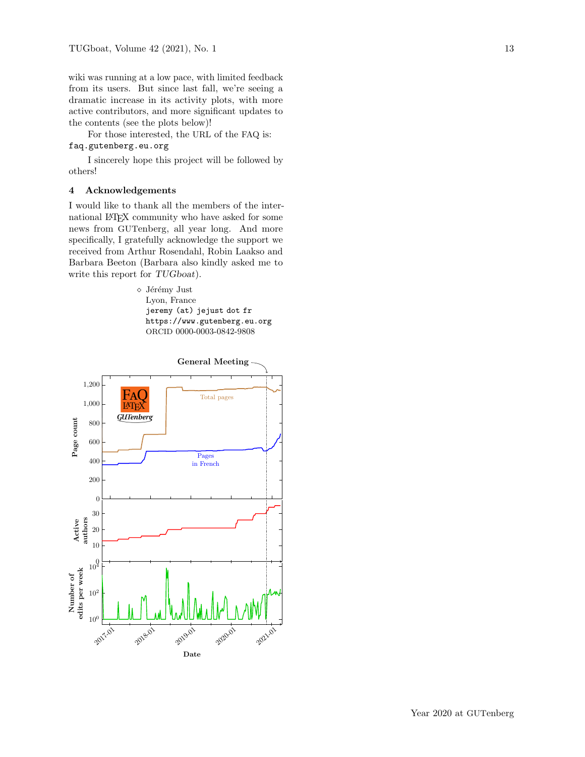wiki was running at a low pace, with limited feedback from its users. But since last fall, we're seeing a dramatic increase in its activity plots, with more active contributors, and more significant updates to the contents (see the plots below)!

For those interested, the URL of the FAQ is: `faq.gutenberg.eu.org`

I sincerely hope this project will be followed by others!

## 4 Acknowledgements

I would like to thank all the members of the international LaTeX community who have asked for some news from GUTenberg, all year long. And more specifically, I gratefully acknowledge the support we received from Arthur Rosendahl, Robin Laakso and Barbara Beeton (Barbara also kindly asked me to write this report for *TUGboat*).

◇ Jérémy Just
Lyon, France
`jeremy (at) jejust dot fr`
`https://www.gutenberg.eu.org`
ORCID 0000-0003-0842-9808

General Meeting

FAQ LaTeX GUTenberg

Page count

1,200
1,000
800
600
400
200
0

Total pages

Pages in French

Active authors

30
20
10
0

Number of edits per week

$10^4$
$10^2$
$10^0$

2017-01
2018-01
2019-01
2020-01
2021-01

Date